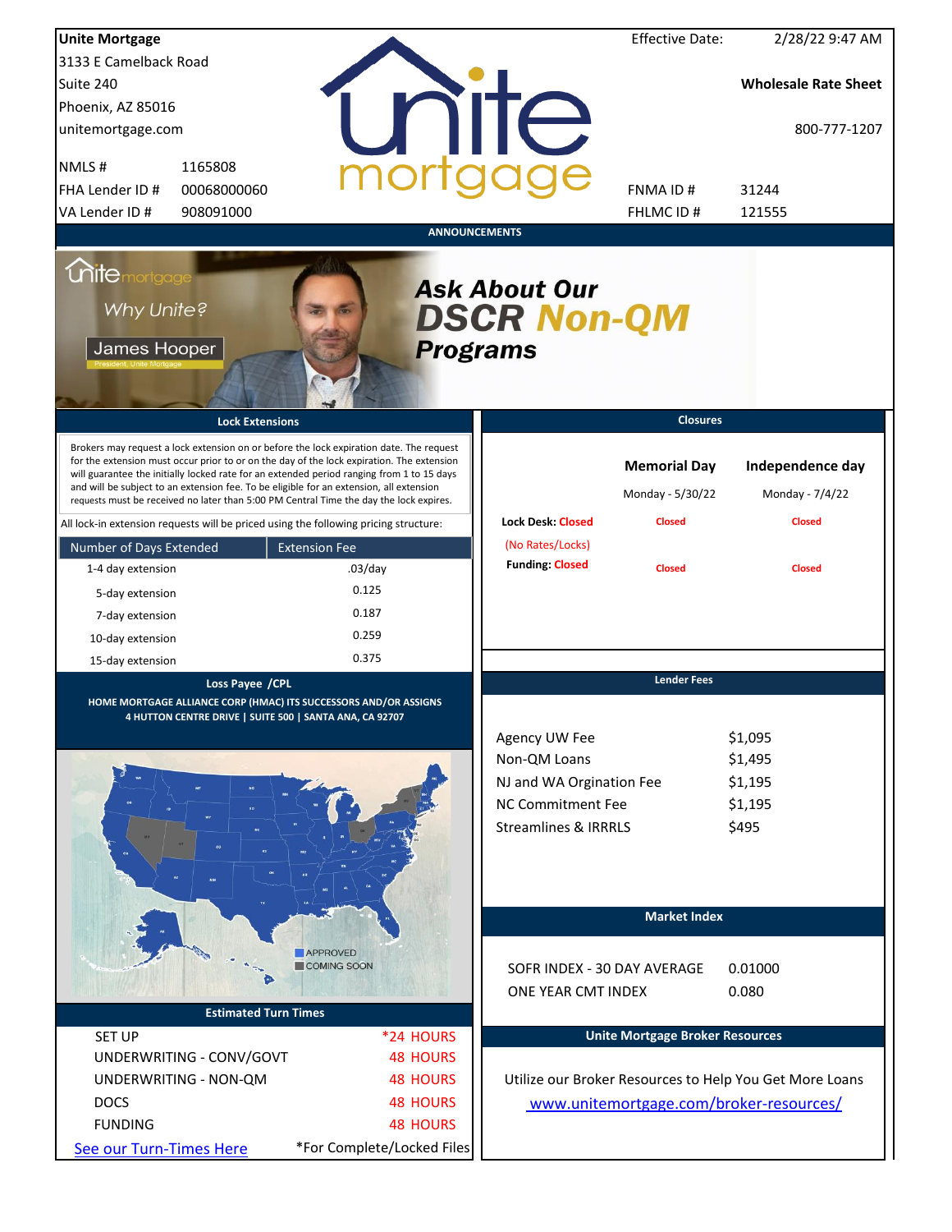**Unite Mortgage**
3133 E Camelback Road
Suite 240
Phoenix, AZ 85016
unitemortgage.com

NMLS # 1165808
FHA Lender ID # 00068000060
VA Lender ID # 908091000

Effective Date: 2/28/22 9:47 AM

**Wholesale Rate Sheet**

800-777-1207

FNMA ID # 31244
FHLMC ID # 121555

## ANNOUNCEMENTS

Why Unite?
James Hooper
President, Unite Mortgage

**Ask About Our DSCR Non-QM Programs**

## Lock Extensions

Brokers may request a lock extension on or before the lock expiration date. The request for the extension must occur prior to or on the day of the lock expiration. The extension will guarantee the initially locked rate for an extended period ranging from 1 to 15 days and will be subject to an extension fee. To be eligible for an extension, all extension requests must be received no later than 5:00 PM Central Time the day the lock expires.

All lock-in extension requests will be priced using the following pricing structure:

| Number of Days Extended | Extension Fee |
|---|---|
| 1-4 day extension | .03/day |
| 5-day extension | 0.125 |
| 7-day extension | 0.187 |
| 10-day extension | 0.259 |
| 15-day extension | 0.375 |

## Closures

| | Memorial Day | Independence day |
|---|---|---|
| | Monday - 5/30/22 | Monday - 7/4/22 |
| Lock Desk: Closed (No Rates/Locks) | Closed | Closed |
| Funding: Closed | Closed | Closed |

## Loss Payee /CPL

HOME MORTGAGE ALLIANCE CORP (HMAC) ITS SUCCESSORS AND/OR ASSIGNS
4 HUTTON CENTRE DRIVE | SUITE 500 | SANTA ANA, CA 92707

APPROVED
COMING SOON

## Lender Fees

| | |
|---|---|
| Agency UW Fee | $1,095 |
| Non-QM Loans | $1,495 |
| NJ and WA Orgination Fee | $1,195 |
| NC Commitment Fee | $1,195 |
| Streamlines & IRRRLS | $495 |

## Market Index

| | |
|---|---|
| SOFR INDEX - 30 DAY AVERAGE | 0.01000 |
| ONE YEAR CMT INDEX | 0.080 |

## Estimated Turn Times

| | |
|---|---|
| SET UP | *24 HOURS |
| UNDERWRITING - CONV/GOVT | 48 HOURS |
| UNDERWRITING - NON-QM | 48 HOURS |
| DOCS | 48 HOURS |
| FUNDING | 48 HOURS |

See our Turn-Times Here — *For Complete/Locked Files

## Unite Mortgage Broker Resources

Utilize our Broker Resources to Help You Get More Loans

www.unitemortgage.com/broker-resources/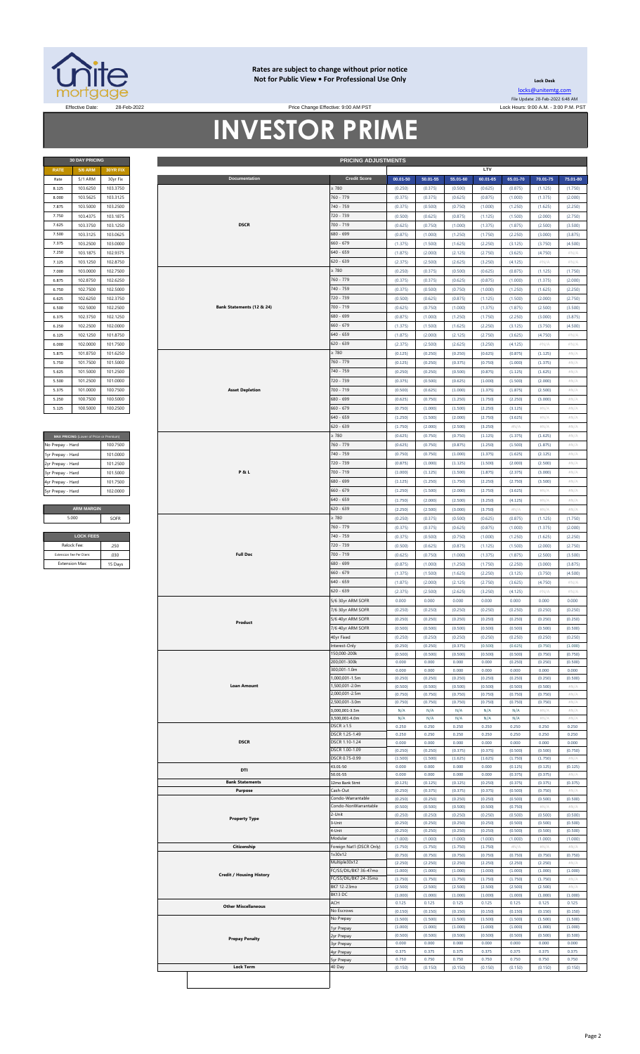Rates are subject to change without prior notice
Not for Public View • For Professional Use Only

Lock Desk
locks@unitemtg.com
File Update: 28-Feb-2022 6:48 AM

Effective Date: 28-Feb-2022 | Price Change Effective: 9:00 AM PST | Lock Hours: 9:00 A.M. - 3:00 P.M. PST

# INVESTOR PRIME

| 30 DAY PRICING | | |
|---|---|---|
| RATE | 5/6 ARM | 30YR FIX |
| Rate | 5/1 ARM | 30yr Fix |
| 8.125 | 103.6250 | 103.3750 |
| 8.000 | 103.5625 | 103.3125 |
| 7.875 | 103.5000 | 103.2500 |
| 7.750 | 103.4375 | 103.1875 |
| 7.625 | 103.3750 | 103.1250 |
| 7.500 | 103.3125 | 103.0625 |
| 7.375 | 103.2500 | 103.0000 |
| 7.250 | 103.1875 | 102.9375 |
| 7.125 | 103.1250 | 102.8750 |
| 7.000 | 103.0000 | 102.7500 |
| 6.875 | 102.8750 | 102.6250 |
| 6.750 | 102.7500 | 102.5000 |
| 6.625 | 102.6250 | 102.3750 |
| 6.500 | 102.5000 | 102.2500 |
| 6.375 | 102.3750 | 102.1250 |
| 6.250 | 102.2500 | 102.0000 |
| 6.125 | 102.1250 | 101.8750 |
| 6.000 | 102.0000 | 101.7500 |
| 5.875 | 101.8750 | 101.6250 |
| 5.750 | 101.7500 | 101.5000 |
| 5.625 | 101.5000 | 101.2500 |
| 5.500 | 101.2500 | 101.0000 |
| 5.375 | 101.0000 | 100.7500 |
| 5.250 | 100.7500 | 100.5000 |
| 5.125 | 100.5000 | 100.2500 |

| MAX PRICING (Lower of Price or Premium) | |
|---|---|
| No Prepay - Hard | 100.7500 |
| 1yr Prepay - Hard | 101.0000 |
| 2yr Prepay - Hard | 101.2500 |
| 3yr Prepay - Hard | 101.5000 |
| 4yr Prepay - Hard | 101.7500 |
| 5yr Prepay - Hard | 102.0000 |

| ARM MARGIN | |
|---|---|
| 5.000 | SOFR |

| LOCK FEES | |
|---|---|
| Relock Fee: | .250 |
| Extension Fee Per Diem: | .030 |
| Extension Max: | 15 Days |

| PRICING ADJUSTMENTS | | | | | | | | |
|---|---|---|---|---|---|---|---|---|
| | | LTV | | | | | | |
| Documentation | Credit Score | 00.01-50 | 50.01-55 | 55.01-60 | 60.01-65 | 65.01-70 | 70.01-75 | 75.01-80 |
| DSCR | ≥ 780 | (0.250) | (0.375) | (0.500) | (0.625) | (0.875) | (1.125) | (1.750) |
| | 760 - 779 | (0.375) | (0.375) | (0.625) | (0.875) | (1.000) | (1.375) | (2.000) |
| | 740 - 759 | (0.375) | (0.500) | (0.750) | (1.000) | (1.250) | (1.625) | (2.250) |
| | 720 - 739 | (0.500) | (0.625) | (0.875) | (1.125) | (1.500) | (2.000) | (2.750) |
| | 700 - 719 | (0.625) | (0.750) | (1.000) | (1.375) | (1.875) | (2.500) | (3.500) |
| | 680 - 699 | (0.875) | (1.000) | (1.250) | (1.750) | (2.250) | (3.000) | (3.875) |
| | 660 - 679 | (1.375) | (1.500) | (1.625) | (2.250) | (3.125) | (3.750) | (4.500) |
| | 640 - 659 | (1.875) | (2.000) | (2.125) | (2.750) | (3.625) | (4.750) | #N/A |
| | 620 - 639 | (2.375) | (2.500) | (2.625) | (3.250) | (4.125) | #N/A | #N/A |
| Bank Statements (12 & 24) | ≥ 780 | (0.250) | (0.375) | (0.500) | (0.625) | (0.875) | (1.125) | (1.750) |
| | 760 - 779 | (0.375) | (0.375) | (0.625) | (0.875) | (1.000) | (1.375) | (2.000) |
| | 740 - 759 | (0.375) | (0.500) | (0.750) | (1.000) | (1.250) | (1.625) | (2.250) |
| | 720 - 739 | (0.500) | (0.625) | (0.875) | (1.125) | (1.500) | (2.000) | (2.750) |
| | 700 - 719 | (0.625) | (0.750) | (1.000) | (1.375) | (1.875) | (2.500) | (3.500) |
| | 680 - 699 | (0.875) | (1.000) | (1.250) | (1.750) | (2.250) | (3.000) | (3.875) |
| | 660 - 679 | (1.375) | (1.500) | (1.625) | (2.250) | (3.125) | (3.750) | (4.500) |
| | 640 - 659 | (1.875) | (2.000) | (2.125) | (2.750) | (3.625) | (4.750) | #N/A |
| | 620 - 639 | (2.375) | (2.500) | (2.625) | (3.250) | (4.125) | #N/A | #N/A |
| Asset Depletion | ≥ 780 | (0.125) | (0.250) | (0.250) | (0.625) | (0.875) | (1.125) | #N/A |
| | 760 - 779 | (0.125) | (0.250) | (0.375) | (0.750) | (1.000) | (1.375) | #N/A |
| | 740 - 759 | (0.250) | (0.250) | (0.500) | (0.875) | (1.125) | (1.625) | #N/A |
| | 720 - 739 | (0.375) | (0.500) | (0.625) | (1.000) | (1.500) | (2.000) | #N/A |
| | 700 - 719 | (0.500) | (0.625) | (1.000) | (1.375) | (1.875) | (2.500) | #N/A |
| | 680 - 699 | (0.625) | (0.750) | (1.250) | (1.750) | (2.250) | (3.000) | #N/A |
| | 660 - 679 | (0.750) | (1.000) | (1.500) | (2.250) | (3.125) | #N/A | #N/A |
| | 640 - 659 | (1.250) | (1.500) | (2.000) | (2.750) | (3.625) | #N/A | #N/A |
| | 620 - 639 | (1.750) | (2.000) | (2.500) | (3.250) | #N/A | #N/A | #N/A |
| P & L | ≥ 780 | (0.625) | (0.750) | (0.750) | (1.125) | (1.375) | (1.625) | #N/A |
| | 760 - 779 | (0.625) | (0.750) | (0.875) | (1.250) | (1.500) | (1.875) | #N/A |
| | 740 - 759 | (0.750) | (0.750) | (1.000) | (1.375) | (1.625) | (2.125) | #N/A |
| | 720 - 739 | (0.875) | (1.000) | (1.125) | (1.500) | (2.000) | (2.500) | #N/A |
| | 700 - 719 | (1.000) | (1.125) | (1.500) | (1.875) | (2.375) | (3.000) | #N/A |
| | 680 - 699 | (1.125) | (1.250) | (1.750) | (2.250) | (2.750) | (3.500) | #N/A |
| | 660 - 679 | (1.250) | (1.500) | (2.000) | (2.750) | (3.625) | #N/A | #N/A |
| | 640 - 659 | (1.750) | (2.000) | (2.500) | (3.250) | (4.125) | #N/A | #N/A |
| | 620 - 639 | (2.250) | (2.500) | (3.000) | (3.750) | #N/A | #N/A | #N/A |
| Full Doc | ≥ 780 | (0.250) | (0.375) | (0.500) | (0.625) | (0.875) | (1.125) | (1.750) |
| | 760 - 779 | (0.375) | (0.375) | (0.625) | (0.875) | (1.000) | (1.375) | (2.000) |
| | 740 - 759 | (0.375) | (0.500) | (0.750) | (1.000) | (1.250) | (1.625) | (2.250) |
| | 720 - 739 | (0.500) | (0.625) | (0.875) | (1.125) | (1.500) | (2.000) | (2.750) |
| | 700 - 719 | (0.625) | (0.750) | (1.000) | (1.375) | (1.875) | (2.500) | (3.500) |
| | 680 - 699 | (0.875) | (1.000) | (1.250) | (1.750) | (2.250) | (3.000) | (3.875) |
| | 660 - 679 | (1.375) | (1.500) | (1.625) | (2.250) | (3.125) | (3.750) | (4.500) |
| | 640 - 659 | (1.875) | (2.000) | (2.125) | (2.750) | (3.625) | (4.750) | #N/A |
| | 620 - 639 | (2.375) | (2.500) | (2.625) | (3.250) | (4.125) | #N/A | #N/A |
| Product | 5/6 30yr ARM SOFR | 0.000 | 0.000 | 0.000 | 0.000 | 0.000 | 0.000 | 0.000 |
| | 7/6 30yr ARM SOFR | (0.250) | (0.250) | (0.250) | (0.250) | (0.250) | (0.250) | (0.250) |
| | 5/6 40yr ARM SOFR | (0.250) | (0.250) | (0.250) | (0.250) | (0.250) | (0.250) | (0.250) |
| | 7/6 40yr ARM SOFR | (0.500) | (0.500) | (0.500) | (0.500) | (0.500) | (0.500) | (0.500) |
| | 40yr Fixed | (0.250) | (0.250) | (0.250) | (0.250) | (0.250) | (0.250) | (0.250) |
| | Interest-Only | (0.250) | (0.250) | (0.375) | (0.500) | (0.625) | (0.750) | (1.000) |
| Loan Amount | 150,000-200k | (0.500) | (0.500) | (0.500) | (0.500) | (0.500) | (0.750) | (0.750) |
| | 200,001-300k | 0.000 | 0.000 | 0.000 | 0.000 | (0.250) | (0.250) | (0.500) |
| | 300,001-1.0m | 0.000 | 0.000 | 0.000 | 0.000 | 0.000 | 0.000 | 0.000 |
| | 1,000,001-1.5m | (0.250) | (0.250) | (0.250) | (0.250) | (0.250) | (0.250) | (0.500) |
| | 1,500,001-2.0m | (0.500) | (0.500) | (0.500) | (0.500) | (0.500) | (0.500) | #N/A |
| | 2,000,001-2.5m | (0.750) | (0.750) | (0.750) | (0.750) | (0.750) | (0.750) | #N/A |
| | 2,500,001-3.0m | (0.750) | (0.750) | (0.750) | (0.750) | (0.750) | (0.750) | #N/A |
| | 3,000,001-3.5m | N/A | N/A | N/A | N/A | N/A | #N/A | #N/A |
| | 3,500,001-4.0m | N/A | N/A | N/A | N/A | N/A | #N/A | #N/A |
| DSCR | DSCR ≥1.5 | 0.250 | 0.250 | 0.250 | 0.250 | 0.250 | 0.250 | 0.250 |
| | DSCR 1.25-1.49 | 0.250 | 0.250 | 0.250 | 0.250 | 0.250 | 0.250 | 0.250 |
| | DSCR 1.10-1.24 | 0.000 | 0.000 | 0.000 | 0.000 | 0.000 | 0.000 | 0.000 |
| | DSCR 1.00-1.09 | (0.250) | (0.250) | (0.375) | (0.375) | (0.500) | (0.500) | (0.750) |
| | DSCR 0.75-0.99 | (1.500) | (1.500) | (1.625) | (1.625) | (1.750) | (1.750) | #N/A |
| DTI | 43.01-50 | 0.000 | 0.000 | 0.000 | 0.000 | (0.125) | (0.125) | (0.125) |
| | 50.01-55 | 0.000 | 0.000 | 0.000 | 0.000 | (0.375) | (0.375) | #N/A |
| Bank Statements | 12mo Bank Stmt | (0.125) | (0.125) | (0.125) | (0.250) | (0.375) | (0.375) | (0.375) |
| Purpose | Cash-Out | (0.250) | (0.375) | (0.375) | (0.375) | (0.500) | (0.750) | #N/A |
| Property Type | Condo-Warrantable | (0.250) | (0.250) | (0.250) | (0.250) | (0.500) | (0.500) | (0.500) |
| | Condo-NonWarrantable | (0.500) | (0.500) | (0.500) | (0.500) | (0.750) | #N/A | #N/A |
| | 2-Unit | (0.250) | (0.250) | (0.250) | (0.250) | (0.500) | (0.500) | (0.500) |
| | 3-Unit | (0.250) | (0.250) | (0.250) | (0.250) | (0.500) | (0.500) | (0.500) |
| | 4-Unit | (0.250) | (0.250) | (0.250) | (0.250) | (0.500) | (0.500) | (0.500) |
| | Modular | (1.000) | (1.000) | (1.000) | (1.000) | (1.000) | (1.000) | (1.000) |
| Citizenship | Foreign Nat'l (DSCR Only) | (1.750) | (1.750) | (1.750) | (1.750) | #N/A | #N/A | #N/A |
| Credit / Housing History | 1x30x12 | (0.750) | (0.750) | (0.750) | (0.750) | (0.750) | (0.750) | (0.750) |
| | Multiple30x12 | (2.250) | (2.250) | (2.250) | (2.250) | (2.250) | (2.250) | #N/A |
| | FC/SS/DIL/BK7 36-47mo | (1.000) | (1.000) | (1.000) | (1.000) | (1.000) | (1.000) | (1.000) |
| | FC/SS/DIL/BK7 24-35mo | (1.750) | (1.750) | (1.750) | (1.750) | (1.750) | (1.750) | #N/A |
| | BK7 12-23mo | (2.500) | (2.500) | (2.500) | (2.500) | (2.500) | (2.500) | #N/A |
| | BK13 DC | (1.000) | (1.000) | (1.000) | (1.000) | (1.000) | (1.000) | (1.000) |
| Other Miscellaneous | ACH | 0.125 | 0.125 | 0.125 | 0.125 | 0.125 | 0.125 | 0.125 |
| | No Escrows | (0.150) | (0.150) | (0.150) | (0.150) | (0.150) | (0.150) | (0.150) |
| Prepay Penalty | No Prepay | (1.500) | (1.500) | (1.500) | (1.500) | (1.500) | (1.500) | (1.500) |
| | 1yr Prepay | (1.000) | (1.000) | (1.000) | (1.000) | (1.000) | (1.000) | (1.000) |
| | 2yr Prepay | (0.500) | (0.500) | (0.500) | (0.500) | (0.500) | (0.500) | (0.500) |
| | 3yr Prepay | 0.000 | 0.000 | 0.000 | 0.000 | 0.000 | 0.000 | 0.000 |
| | 4yr Prepay | 0.375 | 0.375 | 0.375 | 0.375 | 0.375 | 0.375 | 0.375 |
| | 5yr Prepay | 0.750 | 0.750 | 0.750 | 0.750 | 0.750 | 0.750 | 0.750 |
| Lock Term | 40 Day | (0.150) | (0.150) | (0.150) | (0.150) | (0.150) | (0.150) | (0.150) |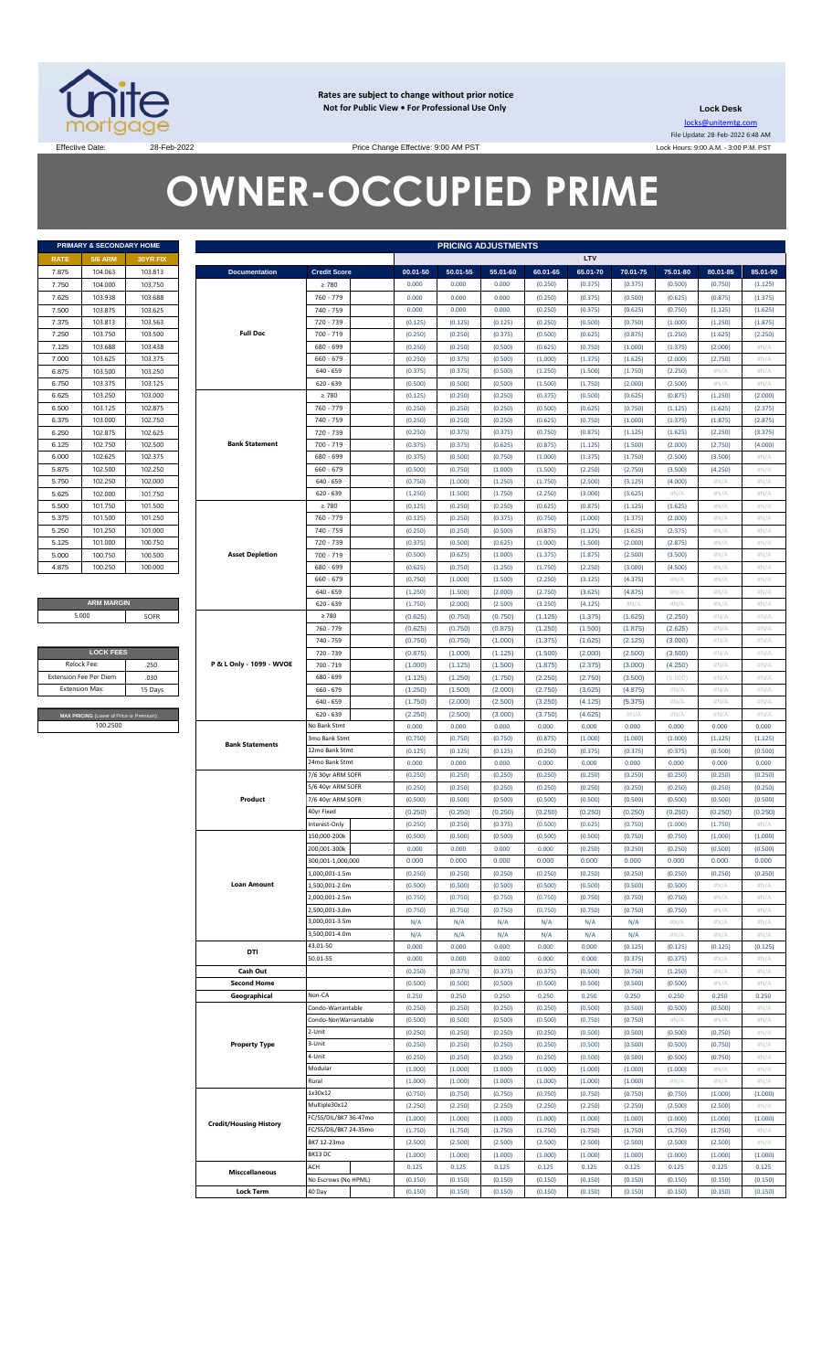Rates are subject to change without prior notice
Not for Public View • For Professional Use Only

**Lock Desk**

locks@unitemtg.com

File Update: 28-Feb-2022 6:48 AM

Effective Date: 28-Feb-2022 | Price Change Effective: 9:00 AM PST | Lock Hours: 9:00 A.M. - 3:00 P.M. PST

# OWNER-OCCUPIED PRIME

| PRIMARY & SECONDARY HOME | | |
|---|---|---|
| RATE | 5/6 ARM | 30YR FIX |
| 7.875 | 104.063 | 103.813 |
| 7.750 | 104.000 | 103.750 |
| 7.625 | 103.938 | 103.688 |
| 7.500 | 103.875 | 103.625 |
| 7.375 | 103.813 | 103.563 |
| 7.250 | 103.750 | 103.500 |
| 7.125 | 103.688 | 103.438 |
| 7.000 | 103.625 | 103.375 |
| 6.875 | 103.500 | 103.250 |
| 6.750 | 103.375 | 103.125 |
| 6.625 | 103.250 | 103.000 |
| 6.500 | 103.125 | 102.875 |
| 6.375 | 103.000 | 102.750 |
| 6.250 | 102.875 | 102.625 |
| 6.125 | 102.750 | 102.500 |
| 6.000 | 102.625 | 102.375 |
| 5.875 | 102.500 | 102.250 |
| 5.750 | 102.250 | 102.000 |
| 5.625 | 102.000 | 101.750 |
| 5.500 | 101.750 | 101.500 |
| 5.375 | 101.500 | 101.250 |
| 5.250 | 101.250 | 101.000 |
| 5.125 | 101.000 | 100.750 |
| 5.000 | 100.750 | 100.500 |
| 4.875 | 100.250 | 100.000 |

| ARM MARGIN | |
|---|---|
| 5.000 | SOFR |

| LOCK FEES | |
|---|---|
| Relock Fee: | .250 |
| Extension Fee Per Diem | .030 |
| Extension Max: | 15 Days |

| MAX PRICING (Lower of Price or Premium) |
|---|
| 100.2500 |

| PRICING ADJUSTMENTS | | | | | | | | | | |
|---|---|---|---|---|---|---|---|---|---|---|
| | | LTV | | | | | | | | |
| Documentation | Credit Score | 00.01-50 | 50.01-55 | 55.01-60 | 60.01-65 | 65.01-70 | 70.01-75 | 75.01-80 | 80.01-85 | 85.01-90 |
| Full Doc | ≥ 780 | 0.000 | 0.000 | 0.000 | (0.250) | (0.375) | (0.375) | (0.500) | (0.750) | (1.125) |
| | 760 - 779 | 0.000 | 0.000 | 0.000 | (0.250) | (0.375) | (0.500) | (0.625) | (0.875) | (1.375) |
| | 740 - 759 | 0.000 | 0.000 | 0.000 | (0.250) | (0.375) | (0.625) | (0.750) | (1.125) | (1.625) |
| | 720 - 739 | (0.125) | (0.125) | (0.125) | (0.250) | (0.500) | (0.750) | (1.000) | (1.250) | (1.875) |
| | 700 - 719 | (0.250) | (0.250) | (0.375) | (0.500) | (0.625) | (0.875) | (1.250) | (1.625) | (2.250) |
| | 680 - 699 | (0.250) | (0.250) | (0.500) | (0.625) | (0.750) | (1.000) | (1.375) | (2.000) | #N/A |
| | 660 - 679 | (0.250) | (0.375) | (0.500) | (1.000) | (1.375) | (1.625) | (2.000) | (2.750) | #N/A |
| | 640 - 659 | (0.375) | (0.375) | (0.500) | (1.250) | (1.500) | (1.750) | (2.250) | #N/A | #N/A |
| | 620 - 639 | (0.500) | (0.500) | (0.500) | (1.500) | (1.750) | (2.000) | (2.500) | #N/A | #N/A |
| Bank Statement | ≥ 780 | (0.125) | (0.250) | (0.250) | (0.375) | (0.500) | (0.625) | (0.875) | (1.250) | (2.000) |
| | 760 - 779 | (0.250) | (0.250) | (0.250) | (0.500) | (0.625) | (0.750) | (1.125) | (1.625) | (2.375) |
| | 740 - 759 | (0.250) | (0.250) | (0.250) | (0.625) | (0.750) | (1.000) | (1.375) | (1.875) | (2.875) |
| | 720 - 739 | (0.250) | (0.375) | (0.375) | (0.750) | (0.875) | (1.125) | (1.625) | (2.250) | (3.375) |
| | 700 - 719 | (0.375) | (0.375) | (0.625) | (0.875) | (1.125) | (1.500) | (2.000) | (2.750) | (4.000) |
| | 680 - 699 | (0.375) | (0.500) | (0.750) | (1.000) | (1.375) | (1.750) | (2.500) | (3.500) | #N/A |
| | 660 - 679 | (0.500) | (0.750) | (1.000) | (1.500) | (2.250) | (2.750) | (3.500) | (4.250) | #N/A |
| | 640 - 659 | (0.750) | (1.000) | (1.250) | (1.750) | (2.500) | (3.125) | (4.000) | #N/A | #N/A |
| | 620 - 639 | (1.250) | (1.500) | (1.750) | (2.250) | (3.000) | (3.625) | #N/A | #N/A | #N/A |
| Asset Depletion | ≥ 780 | (0.125) | (0.250) | (0.250) | (0.625) | (0.875) | (1.125) | (1.625) | #N/A | #N/A |
| | 760 - 779 | (0.125) | (0.250) | (0.375) | (0.750) | (1.000) | (1.375) | (2.000) | #N/A | #N/A |
| | 740 - 759 | (0.250) | (0.250) | (0.500) | (0.875) | (1.125) | (1.625) | (2.375) | #N/A | #N/A |
| | 720 - 739 | (0.375) | (0.500) | (0.625) | (1.000) | (1.500) | (2.000) | (2.875) | #N/A | #N/A |
| | 700 - 719 | (0.500) | (0.625) | (1.000) | (1.375) | (1.875) | (2.500) | (3.500) | #N/A | #N/A |
| | 680 - 699 | (0.625) | (0.750) | (1.250) | (1.750) | (2.250) | (3.000) | (4.500) | #N/A | #N/A |
| | 660 - 679 | (0.750) | (1.000) | (1.500) | (2.250) | (3.125) | (4.375) | #N/A | #N/A | #N/A |
| | 640 - 659 | (1.250) | (1.500) | (2.000) | (2.750) | (3.625) | (4.875) | #N/A | #N/A | #N/A |
| | 620 - 639 | (1.750) | (2.000) | (2.500) | (3.250) | (4.125) | #N/A | #N/A | #N/A | #N/A |
| P & L Only - 1099 - WVOE | ≥ 780 | (0.625) | (0.750) | (0.750) | (1.125) | (1.375) | (1.625) | (2.250) | #N/A | #N/A |
| | 760 - 779 | (0.625) | (0.750) | (0.875) | (1.250) | (1.500) | (1.875) | (2.625) | #N/A | #N/A |
| | 740 - 759 | (0.750) | (0.750) | (1.000) | (1.375) | (1.625) | (2.125) | (3.000) | #N/A | #N/A |
| | 720 - 739 | (0.875) | (1.000) | (1.125) | (1.500) | (2.000) | (2.500) | (3.500) | #N/A | #N/A |
| | 700 - 719 | (1.000) | (1.125) | (1.500) | (1.875) | (2.375) | (3.000) | (4.250) | #N/A | #N/A |
| | 680 - 699 | (1.125) | (1.250) | (1.750) | (2.250) | (2.750) | (3.500) | (5.000) | #N/A | #N/A |
| | 660 - 679 | (1.250) | (1.500) | (2.000) | (2.750) | (3.625) | (4.875) | #N/A | #N/A | #N/A |
| | 640 - 659 | (1.750) | (2.000) | (2.500) | (3.250) | (4.125) | (5.375) | #N/A | #N/A | #N/A |
| | 620 - 639 | (2.250) | (2.500) | (3.000) | (3.750) | (4.625) | #N/A | #N/A | #N/A | #N/A |
| Bank Statements | No Bank Stmt | 0.000 | 0.000 | 0.000 | 0.000 | 0.000 | 0.000 | 0.000 | 0.000 | 0.000 |
| | 3mo Bank Stmt | (0.750) | (0.750) | (0.750) | (0.875) | (1.000) | (1.000) | (1.000) | (1.125) | (1.125) |
| | 12mo Bank Stmt | (0.125) | (0.125) | (0.125) | (0.250) | (0.375) | (0.375) | (0.375) | (0.500) | (0.500) |
| | 24mo Bank Stmt | 0.000 | 0.000 | 0.000 | 0.000 | 0.000 | 0.000 | 0.000 | 0.000 | 0.000 |
| Product | 7/6 30yr ARM SOFR | (0.250) | (0.250) | (0.250) | (0.250) | (0.250) | (0.250) | (0.250) | (0.250) | (0.250) |
| | 5/6 40yr ARM SOFR | (0.250) | (0.250) | (0.250) | (0.250) | (0.250) | (0.250) | (0.250) | (0.250) | (0.250) |
| | 7/6 40yr ARM SOFR | (0.500) | (0.500) | (0.500) | (0.500) | (0.500) | (0.500) | (0.500) | (0.500) | (0.500) |
| | 40yr Fixed | (0.250) | (0.250) | (0.250) | (0.250) | (0.250) | (0.250) | (0.250) | (0.250) | (0.250) |
| | Interest-Only | (0.250) | (0.250) | (0.375) | (0.500) | (0.625) | (0.750) | (1.000) | (1.750) | #N/A |
| Loan Amount | 150,000-200k | (0.500) | (0.500) | (0.500) | (0.500) | (0.500) | (0.750) | (0.750) | (1.000) | (1.000) |
| | 200,001-300k | 0.000 | 0.000 | 0.000 | 0.000 | (0.250) | (0.250) | (0.250) | (0.500) | (0.500) |
| | 300,001-1,000,000 | 0.000 | 0.000 | 0.000 | 0.000 | 0.000 | 0.000 | 0.000 | 0.000 | 0.000 |
| | 1,000,001-1.5m | (0.250) | (0.250) | (0.250) | (0.250) | (0.250) | (0.250) | (0.250) | (0.250) | (0.250) |
| | 1,500,001-2.0m | (0.500) | (0.500) | (0.500) | (0.500) | (0.500) | (0.500) | (0.500) | #N/A | #N/A |
| | 2,000,001-2.5m | (0.750) | (0.750) | (0.750) | (0.750) | (0.750) | (0.750) | (0.750) | #N/A | #N/A |
| | 2,500,001-3.0m | (0.750) | (0.750) | (0.750) | (0.750) | (0.750) | (0.750) | (0.750) | #N/A | #N/A |
| | 3,000,001-3.5m | N/A | N/A | N/A | N/A | N/A | N/A | #N/A | #N/A | #N/A |
| | 3,500,001-4.0m | N/A | N/A | N/A | N/A | N/A | N/A | #N/A | #N/A | #N/A |
| DTI | 43.01-50 | 0.000 | 0.000 | 0.000 | 0.000 | 0.000 | (0.125) | (0.125) | (0.125) | (0.125) |
| | 50.01-55 | 0.000 | 0.000 | 0.000 | 0.000 | 0.000 | (0.375) | (0.375) | #N/A | #N/A |
| Cash Out | | (0.250) | (0.375) | (0.375) | (0.375) | (0.500) | (0.750) | (1.250) | #N/A | #N/A |
| Second Home | | (0.500) | (0.500) | (0.500) | (0.500) | (0.500) | (0.500) | (0.500) | #N/A | #N/A |
| Geographical | Non-CA | 0.250 | 0.250 | 0.250 | 0.250 | 0.250 | 0.250 | 0.250 | 0.250 | 0.250 |
| Property Type | Condo-Warrantable | (0.250) | (0.250) | (0.250) | (0.250) | (0.500) | (0.500) | (0.500) | (0.500) | #N/A |
| | Condo-NonWarrantable | (0.500) | (0.500) | (0.500) | (0.500) | (0.750) | (0.750) | #N/A | #N/A | #N/A |
| | 2-Unit | (0.250) | (0.250) | (0.250) | (0.250) | (0.500) | (0.500) | (0.500) | (0.750) | #N/A |
| | 3-Unit | (0.250) | (0.250) | (0.250) | (0.250) | (0.500) | (0.500) | (0.500) | (0.750) | #N/A |
| | 4-Unit | (0.250) | (0.250) | (0.250) | (0.250) | (0.500) | (0.500) | (0.500) | (0.750) | #N/A |
| | Modular | (1.000) | (1.000) | (1.000) | (1.000) | (1.000) | (1.000) | (1.000) | #N/A | #N/A |
| | Rural | (1.000) | (1.000) | (1.000) | (1.000) | (1.000) | (1.000) | #N/A | #N/A | #N/A |
| Credit/Housing History | 1x30x12 | (0.750) | (0.750) | (0.750) | (0.750) | (0.750) | (0.750) | (0.750) | (1.000) | (1.000) |
| | Multiple30x12 | (2.250) | (2.250) | (2.250) | (2.250) | (2.250) | (2.250) | (2.500) | (2.500) | #N/A |
| | FC/SS/DIL/BK7 36-47mo | (1.000) | (1.000) | (1.000) | (1.000) | (1.000) | (1.000) | (1.000) | (1.000) | (1.000) |
| | FC/SS/DIL/BK7 24-35mo | (1.750) | (1.750) | (1.750) | (1.750) | (1.750) | (1.750) | (1.750) | (1.750) | #N/A |
| | BK7 12-23mo | (2.500) | (2.500) | (2.500) | (2.500) | (2.500) | (2.500) | (2.500) | (2.500) | #N/A |
| | BK13 DC | (1.000) | (1.000) | (1.000) | (1.000) | (1.000) | (1.000) | (1.000) | (1.000) | (1.000) |
| Misccellaneous | ACH | 0.125 | 0.125 | 0.125 | 0.125 | 0.125 | 0.125 | 0.125 | 0.125 | 0.125 |
| | No Escrows (No HPML) | (0.150) | (0.150) | (0.150) | (0.150) | (0.150) | (0.150) | (0.150) | (0.150) | (0.150) |
| Lock Term | 40 Day | (0.150) | (0.150) | (0.150) | (0.150) | (0.150) | (0.150) | (0.150) | (0.150) | (0.150) |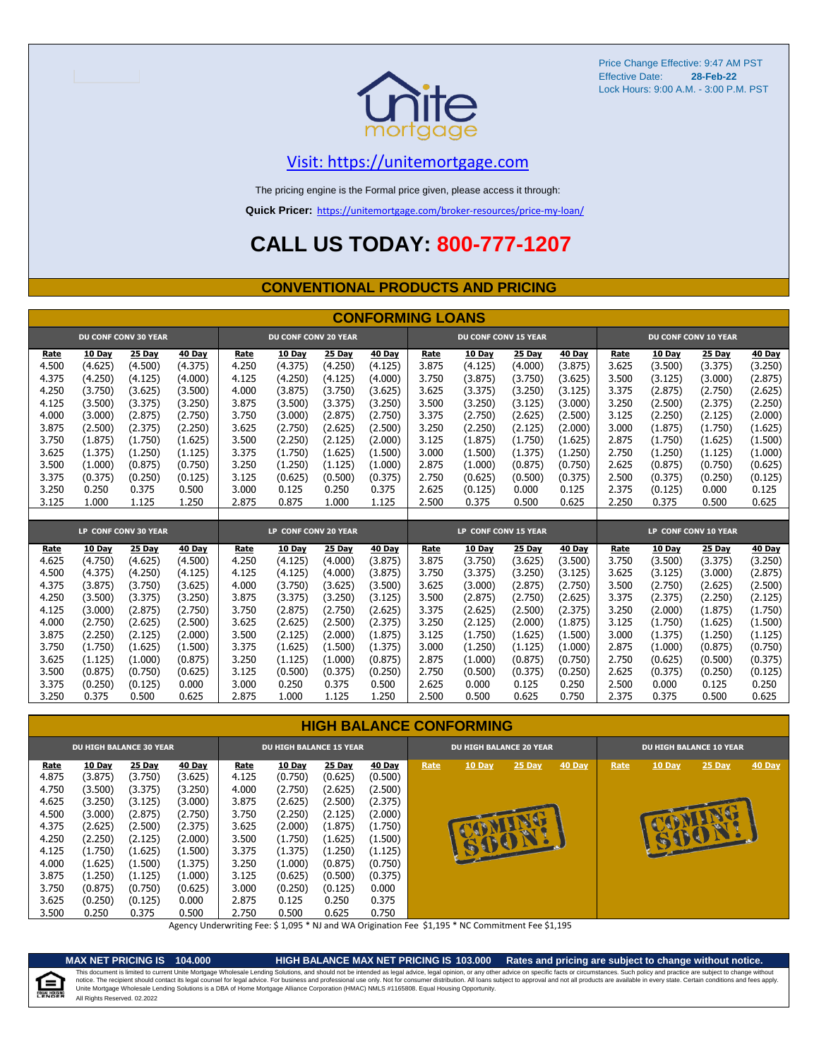Price Change Effective: 9:47 AM PST
Effective Date: **28-Feb-22**
Lock Hours: 9:00 A.M. - 3:00 P.M. PST

unite mortgage

Visit: https://unitemortgage.com

The pricing engine is the Formal price given, please access it through:

**Quick Pricer:** https://unitemortgage.com/broker-resources/price-my-loan/

# CALL US TODAY: 800-777-1207

## CONVENTIONAL PRODUCTS AND PRICING

### CONFORMING LOANS

| DU CONF CONV 30 YEAR | | | | DU CONF CONV 20 YEAR | | | | DU CONF CONV 15 YEAR | | | | DU CONF CONV 10 YEAR | | | |
|---|---|---|---|---|---|---|---|---|---|---|---|---|---|---|---|
| Rate | 10 Day | 25 Day | 40 Day | Rate | 10 Day | 25 Day | 40 Day | Rate | 10 Day | 25 Day | 40 Day | Rate | 10 Day | 25 Day | 40 Day |
| 4.500 | (4.625) | (4.500) | (4.375) | 4.250 | (4.375) | (4.250) | (4.125) | 3.875 | (4.125) | (4.000) | (3.875) | 3.625 | (3.500) | (3.375) | (3.250) |
| 4.375 | (4.250) | (4.125) | (4.000) | 4.125 | (4.250) | (4.125) | (4.000) | 3.750 | (3.875) | (3.750) | (3.625) | 3.500 | (3.125) | (3.000) | (2.875) |
| 4.250 | (3.750) | (3.625) | (3.500) | 4.000 | (3.875) | (3.750) | (3.625) | 3.625 | (3.375) | (3.250) | (3.125) | 3.375 | (2.875) | (2.750) | (2.625) |
| 4.125 | (3.500) | (3.375) | (3.250) | 3.875 | (3.500) | (3.375) | (3.250) | 3.500 | (3.250) | (3.125) | (3.000) | 3.250 | (2.500) | (2.375) | (2.250) |
| 4.000 | (3.000) | (2.875) | (2.750) | 3.750 | (3.000) | (2.875) | (2.750) | 3.375 | (2.750) | (2.625) | (2.500) | 3.125 | (2.250) | (2.125) | (2.000) |
| 3.875 | (2.500) | (2.375) | (2.250) | 3.625 | (2.750) | (2.625) | (2.500) | 3.250 | (2.250) | (2.125) | (2.000) | 3.000 | (1.875) | (1.750) | (1.625) |
| 3.750 | (1.875) | (1.750) | (1.625) | 3.500 | (2.250) | (2.125) | (2.000) | 3.125 | (1.875) | (1.750) | (1.625) | 2.875 | (1.750) | (1.625) | (1.500) |
| 3.625 | (1.375) | (1.250) | (1.125) | 3.375 | (1.750) | (1.625) | (1.500) | 3.000 | (1.500) | (1.375) | (1.250) | 2.750 | (1.250) | (1.125) | (1.000) |
| 3.500 | (1.000) | (0.875) | (0.750) | 3.250 | (1.250) | (1.125) | (1.000) | 2.875 | (1.000) | (0.875) | (0.750) | 2.625 | (0.875) | (0.750) | (0.625) |
| 3.375 | (0.375) | (0.250) | (0.125) | 3.125 | (0.625) | (0.500) | (0.375) | 2.750 | (0.625) | (0.500) | (0.375) | 2.500 | (0.375) | (0.250) | (0.125) |
| 3.250 | 0.250 | 0.375 | 0.500 | 3.000 | 0.125 | 0.250 | 0.375 | 2.625 | (0.125) | 0.000 | 0.125 | 2.375 | (0.125) | 0.000 | 0.125 |
| 3.125 | 1.000 | 1.125 | 1.250 | 2.875 | 0.875 | 1.000 | 1.125 | 2.500 | 0.375 | 0.500 | 0.625 | 2.250 | 0.375 | 0.500 | 0.625 |

| LP CONF CONV 30 YEAR | | | | LP CONF CONV 20 YEAR | | | | LP CONF CONV 15 YEAR | | | | LP CONF CONV 10 YEAR | | | |
|---|---|---|---|---|---|---|---|---|---|---|---|---|---|---|---|
| Rate | 10 Day | 25 Day | 40 Day | Rate | 10 Day | 25 Day | 40 Day | Rate | 10 Day | 25 Day | 40 Day | Rate | 10 Day | 25 Day | 40 Day |
| 4.625 | (4.750) | (4.625) | (4.500) | 4.250 | (4.125) | (4.000) | (3.875) | 3.875 | (3.750) | (3.625) | (3.500) | 3.750 | (3.500) | (3.375) | (3.250) |
| 4.500 | (4.375) | (4.250) | (4.125) | 4.125 | (4.125) | (4.000) | (3.875) | 3.750 | (3.375) | (3.250) | (3.125) | 3.625 | (3.125) | (3.000) | (2.875) |
| 4.375 | (3.875) | (3.750) | (3.625) | 4.000 | (3.750) | (3.625) | (3.500) | 3.625 | (3.000) | (2.875) | (2.750) | 3.500 | (2.750) | (2.625) | (2.500) |
| 4.250 | (3.500) | (3.375) | (3.250) | 3.875 | (3.375) | (3.250) | (3.125) | 3.500 | (2.875) | (2.750) | (2.625) | 3.375 | (2.375) | (2.250) | (2.125) |
| 4.125 | (3.000) | (2.875) | (2.750) | 3.750 | (2.875) | (2.750) | (2.625) | 3.375 | (2.625) | (2.500) | (2.375) | 3.250 | (2.000) | (1.875) | (1.750) |
| 4.000 | (2.750) | (2.625) | (2.500) | 3.625 | (2.625) | (2.500) | (2.375) | 3.250 | (2.125) | (2.000) | (1.875) | 3.125 | (1.750) | (1.625) | (1.500) |
| 3.875 | (2.250) | (2.125) | (2.000) | 3.500 | (2.125) | (2.000) | (1.875) | 3.125 | (1.750) | (1.625) | (1.500) | 3.000 | (1.375) | (1.250) | (1.125) |
| 3.750 | (1.750) | (1.625) | (1.500) | 3.375 | (1.625) | (1.500) | (1.375) | 3.000 | (1.250) | (1.125) | (1.000) | 2.875 | (1.000) | (0.875) | (0.750) |
| 3.625 | (1.125) | (1.000) | (0.875) | 3.250 | (1.125) | (1.000) | (0.875) | 2.875 | (1.000) | (0.875) | (0.750) | 2.750 | (0.625) | (0.500) | (0.375) |
| 3.500 | (0.875) | (0.750) | (0.625) | 3.125 | (0.500) | (0.375) | (0.250) | 2.750 | (0.500) | (0.375) | (0.250) | 2.625 | (0.375) | (0.250) | (0.125) |
| 3.375 | (0.250) | (0.125) | 0.000 | 3.000 | 0.250 | 0.375 | 0.500 | 2.625 | 0.000 | 0.125 | 0.250 | 2.500 | 0.000 | 0.125 | 0.250 |
| 3.250 | 0.375 | 0.500 | 0.625 | 2.875 | 1.000 | 1.125 | 1.250 | 2.500 | 0.500 | 0.625 | 0.750 | 2.375 | 0.375 | 0.500 | 0.625 |

### HIGH BALANCE CONFORMING

| DU HIGH BALANCE 30 YEAR | | | | DU HIGH BALANCE 15 YEAR | | | | DU HIGH BALANCE 20 YEAR | | | | DU HIGH BALANCE 10 YEAR | | | |
|---|---|---|---|---|---|---|---|---|---|---|---|---|---|---|---|
| Rate | 10 Day | 25 Day | 40 Day | Rate | 10 Day | 25 Day | 40 Day | Rate | 10 Day | 25 Day | 40 Day | Rate | 10 Day | 25 Day | 40 Day |
| 4.875 | (3.875) | (3.750) | (3.625) | 4.125 | (0.750) | (0.625) | (0.500) | COMING SOON! | | | | COMING SOON! | | | |
| 4.750 | (3.500) | (3.375) | (3.250) | 4.000 | (2.750) | (2.625) | (2.500) | | | | | | | | |
| 4.625 | (3.250) | (3.125) | (3.000) | 3.875 | (2.625) | (2.500) | (2.375) | | | | | | | | |
| 4.500 | (3.000) | (2.875) | (2.750) | 3.750 | (2.250) | (2.125) | (2.000) | | | | | | | | |
| 4.375 | (2.625) | (2.500) | (2.375) | 3.625 | (2.000) | (1.875) | (1.750) | | | | | | | | |
| 4.250 | (2.250) | (2.125) | (2.000) | 3.500 | (1.750) | (1.625) | (1.500) | | | | | | | | |
| 4.125 | (1.750) | (1.625) | (1.500) | 3.375 | (1.375) | (1.250) | (1.125) | | | | | | | | |
| 4.000 | (1.625) | (1.500) | (1.375) | 3.250 | (1.000) | (0.875) | (0.750) | | | | | | | | |
| 3.875 | (1.250) | (1.125) | (1.000) | 3.125 | (0.625) | (0.500) | (0.375) | | | | | | | | |
| 3.750 | (0.875) | (0.750) | (0.625) | 3.000 | (0.250) | (0.125) | 0.000 | | | | | | | | |
| 3.625 | (0.250) | (0.125) | 0.000 | 2.875 | 0.125 | 0.250 | 0.375 | | | | | | | | |
| 3.500 | 0.250 | 0.375 | 0.500 | 2.750 | 0.500 | 0.625 | 0.750 | | | | | | | | |

Agency Underwriting Fee: $ 1,095 * NJ and WA Origination Fee $1,195 * NC Commitment Fee $1,195

**MAX NET PRICING IS 104.000** **HIGH BALANCE MAX NET PRICING IS 103.000** **Rates and pricing are subject to change without notice.**

This document is limited to current Unite Mortgage Wholesale Lending Solutions, and should not be intended as legal advice, legal opinion, or any other advice on specific facts or circumstances. Such policy and practice are subject to change without notice. The recipient should contact its legal counsel for legal advice. For business and professional use only. Not for consumer distribution. All loans subject to approval and not all products are available in every state. Certain conditions and fees apply. Unite Mortgage Wholesale Lending Solutions is a DBA of Home Mortgage Alliance Corporation (HMAC) NMLS #1165808. Equal Housing Opportunity.
All Rights Reserved. 02.2022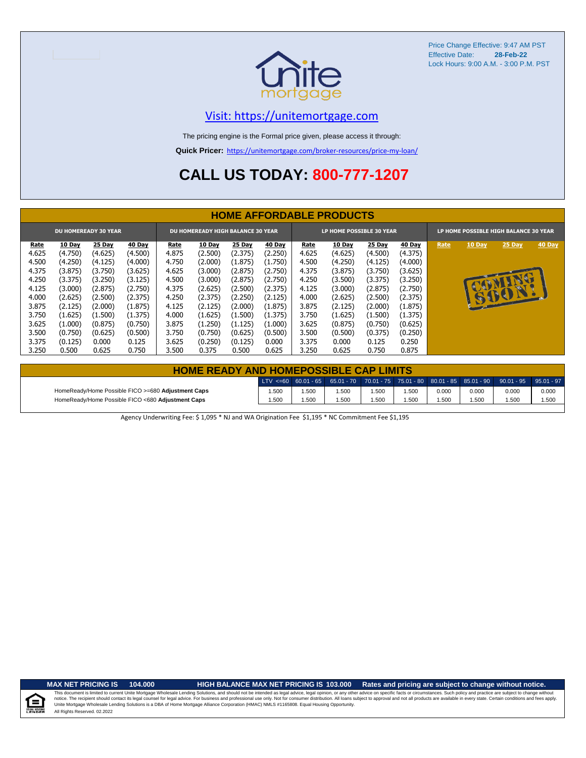Price Change Effective: 9:47 AM PST
Effective Date: **28-Feb-22**
Lock Hours: 9:00 A.M. - 3:00 P.M. PST

unite mortgage

Visit: https://unitemortgage.com

The pricing engine is the Formal price given, please access it through:

**Quick Pricer:** https://unitemortgage.com/broker-resources/price-my-loan/

# CALL US TODAY: 800-777-1207

## HOME AFFORDABLE PRODUCTS

| DU HOMEREADY 30 YEAR | | | | DU HOMEREADY HIGH BALANCE 30 YEAR | | | | LP HOME POSSIBLE 30 YEAR | | | | LP HOME POSSIBLE HIGH BALANCE 30 YEAR | | | |
|---|---|---|---|---|---|---|---|---|---|---|---|---|---|---|---|
| Rate | 10 Day | 25 Day | 40 Day | Rate | 10 Day | 25 Day | 40 Day | Rate | 10 Day | 25 Day | 40 Day | Rate | 10 Day | 25 Day | 40 Day |
| 4.625 | (4.750) | (4.625) | (4.500) | 4.875 | (2.500) | (2.375) | (2.250) | 4.625 | (4.625) | (4.500) | (4.375) | COMING SOON! | | | |
| 4.500 | (4.250) | (4.125) | (4.000) | 4.750 | (2.000) | (1.875) | (1.750) | 4.500 | (4.250) | (4.125) | (4.000) | | | | |
| 4.375 | (3.875) | (3.750) | (3.625) | 4.625 | (3.000) | (2.875) | (2.750) | 4.375 | (3.875) | (3.750) | (3.625) | | | | |
| 4.250 | (3.375) | (3.250) | (3.125) | 4.500 | (3.000) | (2.875) | (2.750) | 4.250 | (3.500) | (3.375) | (3.250) | | | | |
| 4.125 | (3.000) | (2.875) | (2.750) | 4.375 | (2.625) | (2.500) | (2.375) | 4.125 | (3.000) | (2.875) | (2.750) | | | | |
| 4.000 | (2.625) | (2.500) | (2.375) | 4.250 | (2.375) | (2.250) | (2.125) | 4.000 | (2.625) | (2.500) | (2.375) | | | | |
| 3.875 | (2.125) | (2.000) | (1.875) | 4.125 | (2.125) | (2.000) | (1.875) | 3.875 | (2.125) | (2.000) | (1.875) | | | | |
| 3.750 | (1.625) | (1.500) | (1.375) | 4.000 | (1.625) | (1.500) | (1.375) | 3.750 | (1.625) | (1.500) | (1.375) | | | | |
| 3.625 | (1.000) | (0.875) | (0.750) | 3.875 | (1.250) | (1.125) | (1.000) | 3.625 | (0.875) | (0.750) | (0.625) | | | | |
| 3.500 | (0.750) | (0.625) | (0.500) | 3.750 | (0.750) | (0.625) | (0.500) | 3.500 | (0.500) | (0.375) | (0.250) | | | | |
| 3.375 | (0.125) | 0.000 | 0.125 | 3.625 | (0.250) | (0.125) | 0.000 | 3.375 | 0.000 | 0.125 | 0.250 | | | | |
| 3.250 | 0.500 | 0.625 | 0.750 | 3.500 | 0.375 | 0.500 | 0.625 | 3.250 | 0.625 | 0.750 | 0.875 | | | | |

## HOME READY AND HOMEPOSSIBLE CAP LIMITS

| | LTV <=60 | 60.01 - 65 | 65.01 - 70 | 70.01 - 75 | 75.01 - 80 | 80.01 - 85 | 85.01 - 90 | 90.01 - 95 | 95.01 - 97 |
|---|---|---|---|---|---|---|---|---|---|
| HomeReady/Home Possible FICO >=680 **Adjustment Caps** | 1.500 | 1.500 | 1.500 | 1.500 | 1.500 | 0.000 | 0.000 | 0.000 | 0.000 |
| HomeReady/Home Possible FICO <680 **Adjustment Caps** | 1.500 | 1.500 | 1.500 | 1.500 | 1.500 | 1.500 | 1.500 | 1.500 | 1.500 |

Agency Underwriting Fee: $ 1,095 * NJ and WA Origination Fee $1,195 * NC Commitment Fee $1,195

**MAX NET PRICING IS 104.000** **HIGH BALANCE MAX NET PRICING IS 103.000** **Rates and pricing are subject to change without notice.**

This document is limited to current Unite Mortgage Wholesale Lending Solutions, and should not be intended as legal advice, legal opinion, or any other advice on specific facts or circumstances. Such policy and practice are subject to change without notice. The recipient should contact its legal counsel for legal advice. For business and professional use only. Not for consumer distribution. All loans subject to approval and not all products are available in every state. Certain conditions and fees apply. Unite Mortgage Wholesale Lending Solutions is a DBA of Home Mortgage Alliance Corporation (HMAC) NMLS #1165808. Equal Housing Opportunity.
All Rights Reserved. 02.2022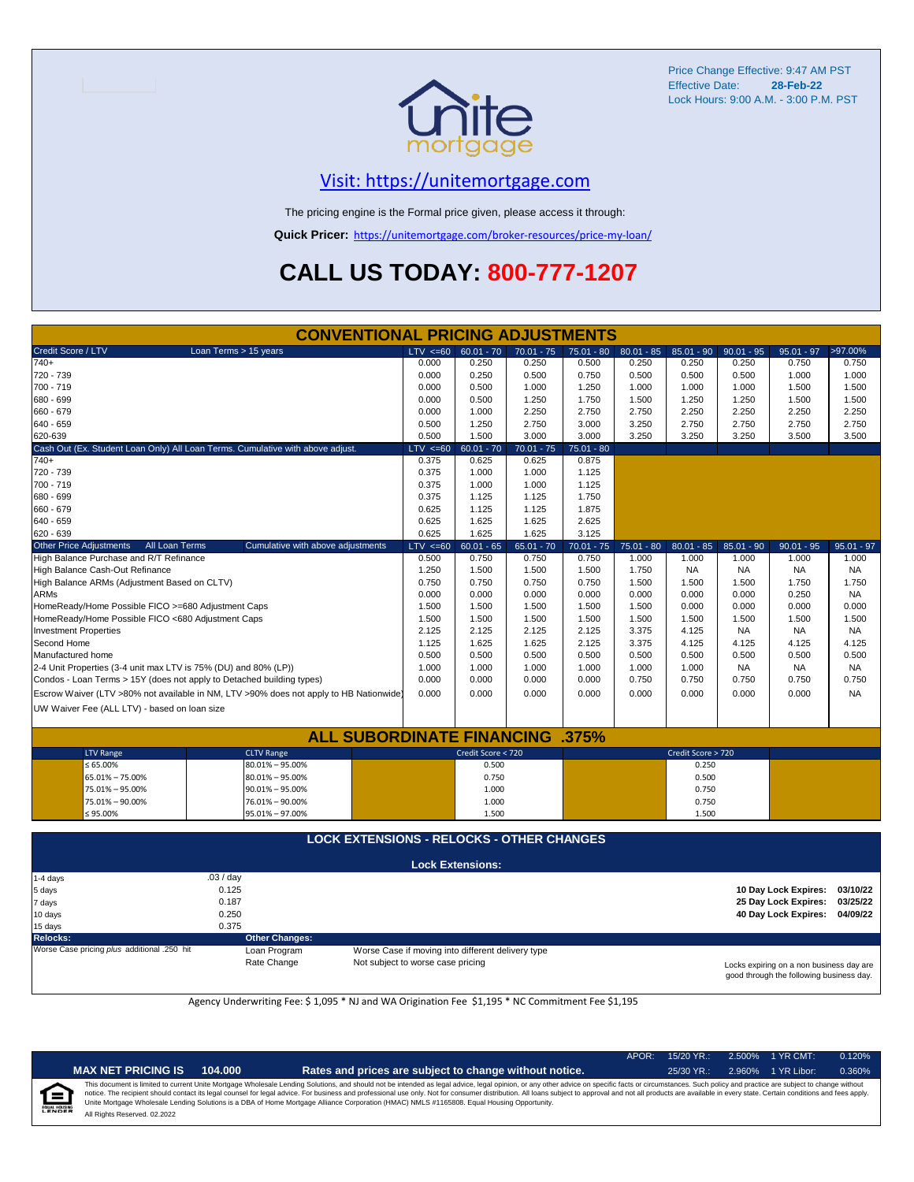Price Change Effective: 9:47 AM PST
Effective Date: **28-Feb-22**
Lock Hours: 9:00 A.M. - 3:00 P.M. PST

## Visit: https://unitemortgage.com

The pricing engine is the Formal price given, please access it through:

**Quick Pricer:** https://unitemortgage.com/broker-resources/price-my-loan/

# CALL US TODAY: 800-777-1207

## CONVENTIONAL PRICING ADJUSTMENTS

| Credit Score / LTV — Loan Terms > 15 years | LTV <=60 | 60.01 - 70 | 70.01 - 75 | 75.01 - 80 | 80.01 - 85 | 85.01 - 90 | 90.01 - 95 | 95.01 - 97 | >97.00% |
|---|---|---|---|---|---|---|---|---|---|
| 740+ | 0.000 | 0.250 | 0.250 | 0.500 | 0.250 | 0.250 | 0.250 | 0.750 | 0.750 |
| 720 - 739 | 0.000 | 0.250 | 0.500 | 0.750 | 0.500 | 0.500 | 0.500 | 1.000 | 1.000 |
| 700 - 719 | 0.000 | 0.500 | 1.000 | 1.250 | 1.000 | 1.000 | 1.000 | 1.500 | 1.500 |
| 680 - 699 | 0.000 | 0.500 | 1.250 | 1.750 | 1.500 | 1.250 | 1.250 | 1.500 | 1.500 |
| 660 - 679 | 0.000 | 1.000 | 2.250 | 2.750 | 2.750 | 2.250 | 2.250 | 2.250 | 2.250 |
| 640 - 659 | 0.500 | 1.250 | 2.750 | 3.000 | 3.250 | 2.750 | 2.750 | 2.750 | 2.750 |
| 620-639 | 0.500 | 1.500 | 3.000 | 3.000 | 3.250 | 3.250 | 3.250 | 3.500 | 3.500 |

| Cash Out (Ex. Student Loan Only) All Loan Terms. Cumulative with above adjust. | LTV <=60 | 60.01 - 70 | 70.01 - 75 | 75.01 - 80 |
|---|---|---|---|---|
| 740+ | 0.375 | 0.625 | 0.625 | 0.875 |
| 720 - 739 | 0.375 | 1.000 | 1.000 | 1.125 |
| 700 - 719 | 0.375 | 1.000 | 1.000 | 1.125 |
| 680 - 699 | 0.375 | 1.125 | 1.125 | 1.750 |
| 660 - 679 | 0.625 | 1.125 | 1.125 | 1.875 |
| 640 - 659 | 0.625 | 1.625 | 1.625 | 2.625 |
| 620 - 639 | 0.625 | 1.625 | 1.625 | 3.125 |

| Other Price Adjustments — All Loan Terms — Cumulative with above adjustments | LTV <=60 | 60.01 - 65 | 65.01 - 70 | 70.01 - 75 | 75.01 - 80 | 80.01 - 85 | 85.01 - 90 | 90.01 - 95 | 95.01 - 97 |
|---|---|---|---|---|---|---|---|---|---|
| High Balance Purchase and R/T Refinance | 0.500 | 0.750 | 0.750 | 0.750 | 1.000 | 1.000 | 1.000 | 1.000 | 1.000 |
| High Balance Cash-Out Refinance | 1.250 | 1.500 | 1.500 | 1.500 | 1.750 | NA | NA | NA | NA |
| High Balance ARMs (Adjustment Based on CLTV) | 0.750 | 0.750 | 0.750 | 0.750 | 1.500 | 1.500 | 1.500 | 1.750 | 1.750 |
| ARMs | 0.000 | 0.000 | 0.000 | 0.000 | 0.000 | 0.000 | 0.000 | 0.250 | NA |
| HomeReady/Home Possible FICO >=680 Adjustment Caps | 1.500 | 1.500 | 1.500 | 1.500 | 1.500 | 0.000 | 0.000 | 0.000 | 0.000 |
| HomeReady/Home Possible FICO <680 Adjustment Caps | 1.500 | 1.500 | 1.500 | 1.500 | 1.500 | 1.500 | 1.500 | 1.500 | 1.500 |
| Investment Properties | 2.125 | 2.125 | 2.125 | 2.125 | 3.375 | 4.125 | NA | NA | NA |
| Second Home | 1.125 | 1.625 | 1.625 | 2.125 | 3.375 | 4.125 | 4.125 | 4.125 | 4.125 |
| Manufactured home | 0.500 | 0.500 | 0.500 | 0.500 | 0.500 | 0.500 | 0.500 | 0.500 | 0.500 |
| 2-4 Unit Properties (3-4 unit max LTV is 75% (DU) and 80% (LP)) | 1.000 | 1.000 | 1.000 | 1.000 | 1.000 | 1.000 | NA | NA | NA |
| Condos - Loan Terms > 15Y (does not apply to Detached building types) | 0.000 | 0.000 | 0.000 | 0.000 | 0.750 | 0.750 | 0.750 | 0.750 | 0.750 |
| Escrow Waiver (LTV >80% not available in NM, LTV >90% does not apply to HB Nationwide) | 0.000 | 0.000 | 0.000 | 0.000 | 0.000 | 0.000 | 0.000 | 0.000 | NA |
| UW Waiver Fee (ALL LTV) - based on loan size | | | | | | | | | |

## ALL SUBORDINATE FINANCING .375%

| LTV Range | CLTV Range | Credit Score < 720 | Credit Score > 720 |
|---|---|---|---|
| ≤ 65.00% | 80.01% – 95.00% | 0.500 | 0.250 |
| 65.01% – 75.00% | 80.01% – 95.00% | 0.750 | 0.500 |
| 75.01% – 95.00% | 90.01% – 95.00% | 1.000 | 0.750 |
| 75.01% – 90.00% | 76.01% – 90.00% | 1.000 | 0.750 |
| ≤ 95.00% | 95.01% – 97.00% | 1.500 | 1.500 |

## LOCK EXTENSIONS - RELOCKS - OTHER CHANGES

**Lock Extensions:**

| Days | Cost |
|---|---|
| 1-4 days | .03 / day |
| 5 days | 0.125 |
| 7 days | 0.187 |
| 10 days | 0.250 |
| 15 days | 0.375 |

**10 Day Lock Expires: 03/10/22**
**25 Day Lock Expires: 03/25/22**
**40 Day Lock Expires: 04/09/22**

**Relocks:** Worse Case pricing *plus* additional .250 hit

**Other Changes:**

| | |
|---|---|
| Loan Program | Worse Case if moving into different delivery type |
| Rate Change | Not subject to worse case pricing |

Locks expiring on a non business day are good through the following business day.

Agency Underwriting Fee: $ 1,095 * NJ and WA Origination Fee $1,195 * NC Commitment Fee $1,195

| APOR: | 15/20 YR.: | 2.500% | 1 YR CMT: | 0.120% |
|---|---|---|---|---|
| | 25/30 YR.: | 2.960% | 1 YR Libor: | 0.360% |

**MAX NET PRICING IS 104.000** — **Rates and prices are subject to change without notice.**

This document is limited to current Unite Mortgage Wholesale Lending Solutions, and should not be intended as legal advice, legal opinion, or any other advice on specific facts or circumstances. Such policy and practice are subject to change without notice. The recipient should contact its legal counsel for legal advice. For business and professional use only. Not for consumer distribution. All loans subject to approval and not all products are available in every state. Certain conditions and fees apply. Unite Mortgage Wholesale Lending Solutions is a DBA of Home Mortgage Alliance Corporation (HMAC) NMLS #1165808. Equal Housing Opportunity.

All Rights Reserved. 02.2022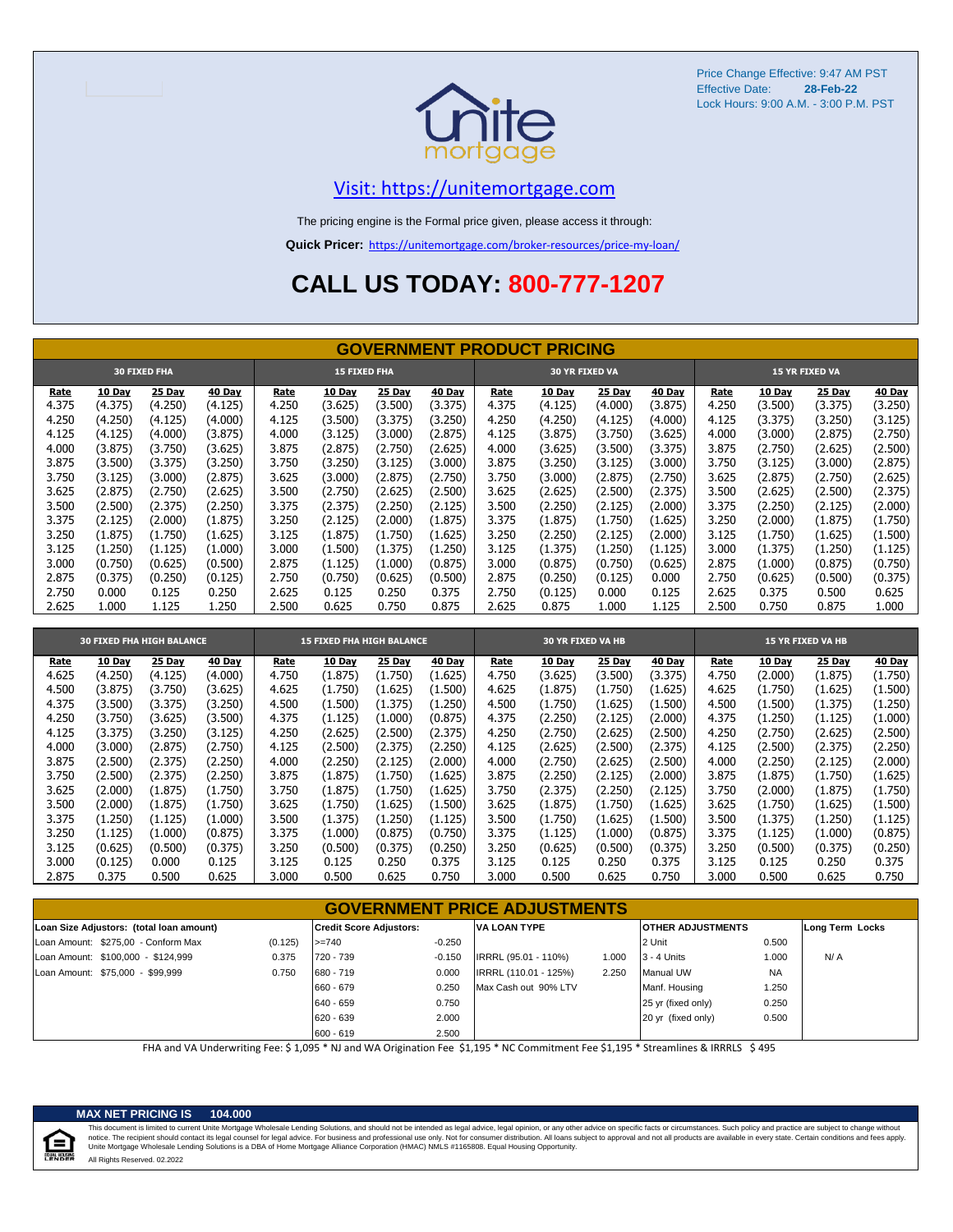Price Change Effective: 9:47 AM PST
Effective Date: **28-Feb-22**
Lock Hours: 9:00 A.M. - 3:00 P.M. PST

Visit: https://unitemortgage.com

The pricing engine is the Formal price given, please access it through:

**Quick Pricer:** https://unitemortgage.com/broker-resources/price-my-loan/

# CALL US TODAY: 800-777-1207

## GOVERNMENT PRODUCT PRICING

| 30 FIXED FHA | | | | 15 FIXED FHA | | | | 30 YR FIXED VA | | | | 15 YR FIXED VA | | | |
|---|---|---|---|---|---|---|---|---|---|---|---|---|---|---|---|
| Rate | 10 Day | 25 Day | 40 Day | Rate | 10 Day | 25 Day | 40 Day | Rate | 10 Day | 25 Day | 40 Day | Rate | 10 Day | 25 Day | 40 Day |
| 4.375 | (4.375) | (4.250) | (4.125) | 4.250 | (3.625) | (3.500) | (3.375) | 4.375 | (4.125) | (4.000) | (3.875) | 4.250 | (3.500) | (3.375) | (3.250) |
| 4.250 | (4.250) | (4.125) | (4.000) | 4.125 | (3.500) | (3.375) | (3.250) | 4.250 | (4.250) | (4.125) | (4.000) | 4.125 | (3.375) | (3.250) | (3.125) |
| 4.125 | (4.125) | (4.000) | (3.875) | 4.000 | (3.125) | (3.000) | (2.875) | 4.125 | (3.875) | (3.750) | (3.625) | 4.000 | (3.000) | (2.875) | (2.750) |
| 4.000 | (3.875) | (3.750) | (3.625) | 3.875 | (2.875) | (2.750) | (2.625) | 4.000 | (3.625) | (3.500) | (3.375) | 3.875 | (2.750) | (2.625) | (2.500) |
| 3.875 | (3.500) | (3.375) | (3.250) | 3.750 | (3.250) | (3.125) | (3.000) | 3.875 | (3.250) | (3.125) | (3.000) | 3.750 | (3.125) | (3.000) | (2.875) |
| 3.750 | (3.125) | (3.000) | (2.875) | 3.625 | (3.000) | (2.875) | (2.750) | 3.750 | (3.000) | (2.875) | (2.750) | 3.625 | (2.875) | (2.750) | (2.625) |
| 3.625 | (2.875) | (2.750) | (2.625) | 3.500 | (2.750) | (2.625) | (2.500) | 3.625 | (2.625) | (2.500) | (2.375) | 3.500 | (2.625) | (2.500) | (2.375) |
| 3.500 | (2.500) | (2.375) | (2.250) | 3.375 | (2.375) | (2.250) | (2.125) | 3.500 | (2.250) | (2.125) | (2.000) | 3.375 | (2.250) | (2.125) | (2.000) |
| 3.375 | (2.125) | (2.000) | (1.875) | 3.250 | (2.125) | (2.000) | (1.875) | 3.375 | (1.875) | (1.750) | (1.625) | 3.250 | (2.000) | (1.875) | (1.750) |
| 3.250 | (1.875) | (1.750) | (1.625) | 3.125 | (1.875) | (1.750) | (1.625) | 3.250 | (2.250) | (2.125) | (2.000) | 3.125 | (1.750) | (1.625) | (1.500) |
| 3.125 | (1.250) | (1.125) | (1.000) | 3.000 | (1.500) | (1.375) | (1.250) | 3.125 | (1.375) | (1.250) | (1.125) | 3.000 | (1.375) | (1.250) | (1.125) |
| 3.000 | (0.750) | (0.625) | (0.500) | 2.875 | (1.125) | (1.000) | (0.875) | 3.000 | (0.875) | (0.750) | (0.625) | 2.875 | (1.000) | (0.875) | (0.750) |
| 2.875 | (0.375) | (0.250) | (0.125) | 2.750 | (0.750) | (0.625) | (0.500) | 2.875 | (0.250) | (0.125) | 0.000 | 2.750 | (0.625) | (0.500) | (0.375) |
| 2.750 | 0.000 | 0.125 | 0.250 | 2.625 | 0.125 | 0.250 | 0.375 | 2.750 | (0.125) | 0.000 | 0.125 | 2.625 | 0.375 | 0.500 | 0.625 |
| 2.625 | 1.000 | 1.125 | 1.250 | 2.500 | 0.625 | 0.750 | 0.875 | 2.625 | 0.875 | 1.000 | 1.125 | 2.500 | 0.750 | 0.875 | 1.000 |

| 30 FIXED FHA HIGH BALANCE | | | | 15 FIXED FHA HIGH BALANCE | | | | 30 YR FIXED VA HB | | | | 15 YR FIXED VA HB | | | |
|---|---|---|---|---|---|---|---|---|---|---|---|---|---|---|---|
| Rate | 10 Day | 25 Day | 40 Day | Rate | 10 Day | 25 Day | 40 Day | Rate | 10 Day | 25 Day | 40 Day | Rate | 10 Day | 25 Day | 40 Day |
| 4.625 | (4.250) | (4.125) | (4.000) | 4.750 | (1.875) | (1.750) | (1.625) | 4.750 | (3.625) | (3.500) | (3.375) | 4.750 | (2.000) | (1.875) | (1.750) |
| 4.500 | (3.875) | (3.750) | (3.625) | 4.625 | (1.750) | (1.625) | (1.500) | 4.625 | (1.875) | (1.750) | (1.625) | 4.625 | (1.750) | (1.625) | (1.500) |
| 4.375 | (3.500) | (3.375) | (3.250) | 4.500 | (1.500) | (1.375) | (1.250) | 4.500 | (1.750) | (1.625) | (1.500) | 4.500 | (1.500) | (1.375) | (1.250) |
| 4.250 | (3.750) | (3.625) | (3.500) | 4.375 | (1.125) | (1.000) | (0.875) | 4.375 | (2.250) | (2.125) | (2.000) | 4.375 | (1.250) | (1.125) | (1.000) |
| 4.125 | (3.375) | (3.250) | (3.125) | 4.250 | (2.625) | (2.500) | (2.375) | 4.250 | (2.750) | (2.625) | (2.500) | 4.250 | (2.750) | (2.625) | (2.500) |
| 4.000 | (3.000) | (2.875) | (2.750) | 4.125 | (2.500) | (2.375) | (2.250) | 4.125 | (2.625) | (2.500) | (2.375) | 4.125 | (2.500) | (2.375) | (2.250) |
| 3.875 | (2.500) | (2.375) | (2.250) | 4.000 | (2.250) | (2.125) | (2.000) | 4.000 | (2.750) | (2.625) | (2.500) | 4.000 | (2.250) | (2.125) | (2.000) |
| 3.750 | (2.500) | (2.375) | (2.250) | 3.875 | (1.875) | (1.750) | (1.625) | 3.875 | (2.250) | (2.125) | (2.000) | 3.875 | (1.875) | (1.750) | (1.625) |
| 3.625 | (2.000) | (1.875) | (1.750) | 3.750 | (1.875) | (1.750) | (1.625) | 3.750 | (2.375) | (2.250) | (2.125) | 3.750 | (2.000) | (1.875) | (1.750) |
| 3.500 | (2.000) | (1.875) | (1.750) | 3.625 | (1.750) | (1.625) | (1.500) | 3.625 | (1.875) | (1.750) | (1.625) | 3.625 | (1.750) | (1.625) | (1.500) |
| 3.375 | (1.250) | (1.125) | (1.000) | 3.500 | (1.375) | (1.250) | (1.125) | 3.500 | (1.750) | (1.625) | (1.500) | 3.500 | (1.375) | (1.250) | (1.125) |
| 3.250 | (1.125) | (1.000) | (0.875) | 3.375 | (1.000) | (0.875) | (0.750) | 3.375 | (1.125) | (1.000) | (0.875) | 3.375 | (1.125) | (1.000) | (0.875) |
| 3.125 | (0.625) | (0.500) | (0.375) | 3.250 | (0.500) | (0.375) | (0.250) | 3.250 | (0.625) | (0.500) | (0.375) | 3.250 | (0.500) | (0.375) | (0.250) |
| 3.000 | (0.125) | 0.000 | 0.125 | 3.125 | 0.125 | 0.250 | 0.375 | 3.125 | 0.125 | 0.250 | 0.375 | 3.125 | 0.125 | 0.250 | 0.375 |
| 2.875 | 0.375 | 0.500 | 0.625 | 3.000 | 0.500 | 0.625 | 0.750 | 3.000 | 0.500 | 0.625 | 0.750 | 3.000 | 0.500 | 0.625 | 0.750 |

## GOVERNMENT PRICE ADJUSTMENTS

| Loan Size Adjustors: (total loan amount) | | Credit Score Adjustors: | | VA LOAN TYPE | | OTHER ADJUSTMENTS | | Long Term Locks |
|---|---|---|---|---|---|---|---|---|
| Loan Amount: $275,000 - Conform Max | (0.125) | >=740 | -0.250 | | | 2 Unit | 0.500 | |
| Loan Amount: $100,000 - $124,999 | 0.375 | 720 - 739 | -0.150 | IRRRL (95.01 - 110%) | 1.000 | 3 - 4 Units | 1.000 | N/ A |
| Loan Amount: $75,000 - $99,999 | 0.750 | 680 - 719 | 0.000 | IRRRL (110.01 - 125%) | 2.250 | Manual UW | NA | |
| | | 660 - 679 | 0.250 | Max Cash out 90% LTV | | Manf. Housing | 1.250 | |
| | | 640 - 659 | 0.750 | | | 25 yr (fixed only) | 0.250 | |
| | | 620 - 639 | 2.000 | | | 20 yr (fixed only) | 0.500 | |
| | | 600 - 619 | 2.500 | | | | | |

FHA and VA Underwriting Fee: $ 1,095 * NJ and WA Origination Fee $1,195 * NC Commitment Fee $1,195 * Streamlines & IRRRLS $ 495

**MAX NET PRICING IS 104.000**

This document is limited to current Unite Mortgage Wholesale Lending Solutions, and should not be intended as legal advice, legal opinion, or any other advice on specific facts or circumstances. Such policy and practice are subject to change without notice. The recipient should contact its legal counsel for legal advice. For business and professional use only. Not for consumer distribution. All loans subject to approval and not all products are available in every state. Certain conditions and fees apply. Unite Mortgage Wholesale Lending Solutions is a DBA of Home Mortgage Alliance Corporation (HMAC) NMLS #1165808. Equal Housing Opportunity.

All Rights Reserved. 02.2022